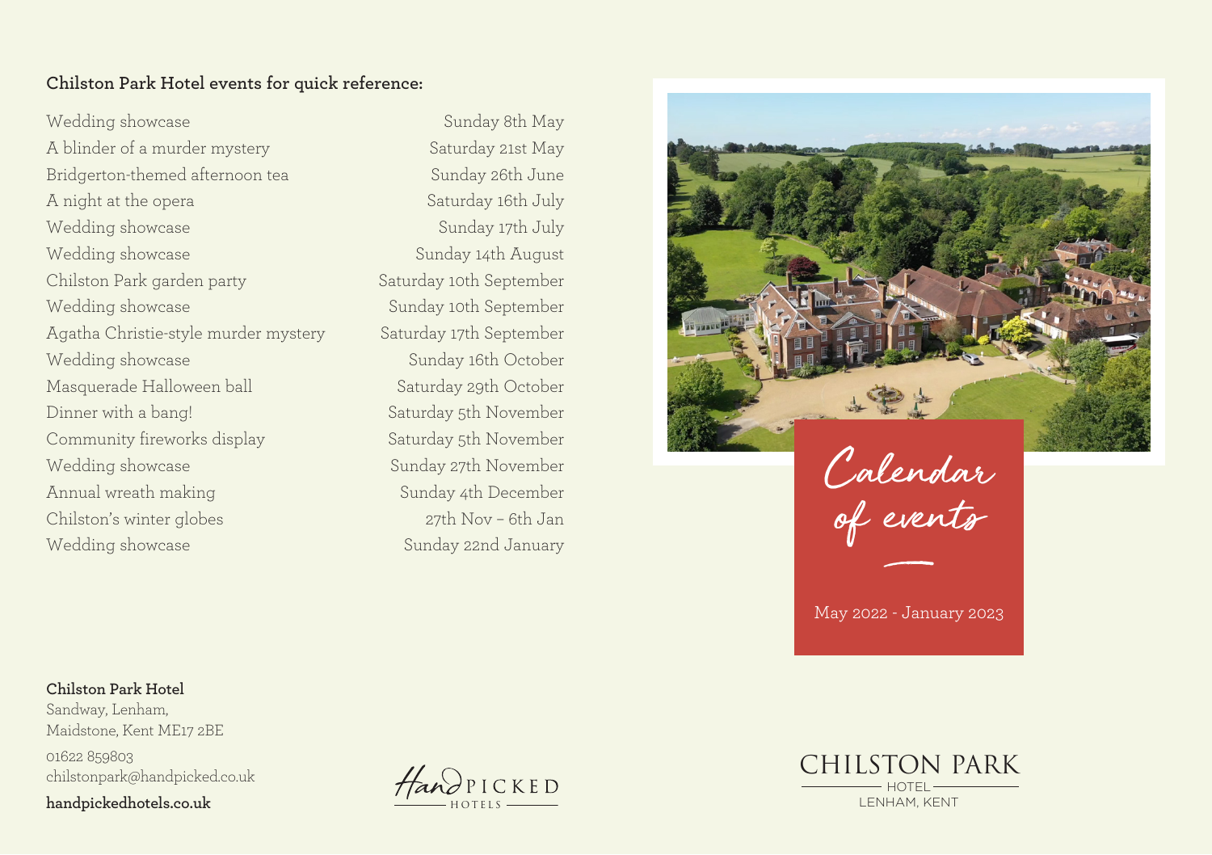**Chilston Park Hotel events for quick reference:**

| Event | Date |
|---|---|
| Wedding showcase | Sunday 8th May |
| A blinder of a murder mystery | Saturday 21st May |
| Bridgerton-themed afternoon tea | Sunday 26th June |
| A night at the opera | Saturday 16th July |
| Wedding showcase | Sunday 17th July |
| Wedding showcase | Sunday 14th August |
| Chilston Park garden party | Saturday 10th September |
| Wedding showcase | Sunday 10th September |
| Agatha Christie-style murder mystery | Saturday 17th September |
| Wedding showcase | Sunday 16th October |
| Masquerade Halloween ball | Saturday 29th October |
| Dinner with a bang! | Saturday 5th November |
| Community fireworks display | Saturday 5th November |
| Wedding showcase | Sunday 27th November |
| Annual wreath making | Sunday 4th December |
| Chilston's winter globes | 27th Nov – 6th Jan |
| Wedding showcase | Sunday 22nd January |

# Calendar of events

May 2022 - January 2023

**Chilston Park Hotel**
Sandway, Lenham,
Maidstone, Kent ME17 2BE

01622 859803
chilstonpark@handpicked.co.uk

**handpickedhotels.co.uk**

HandPICKED HOTELS

CHILSTON PARK
HOTEL
LENHAM, KENT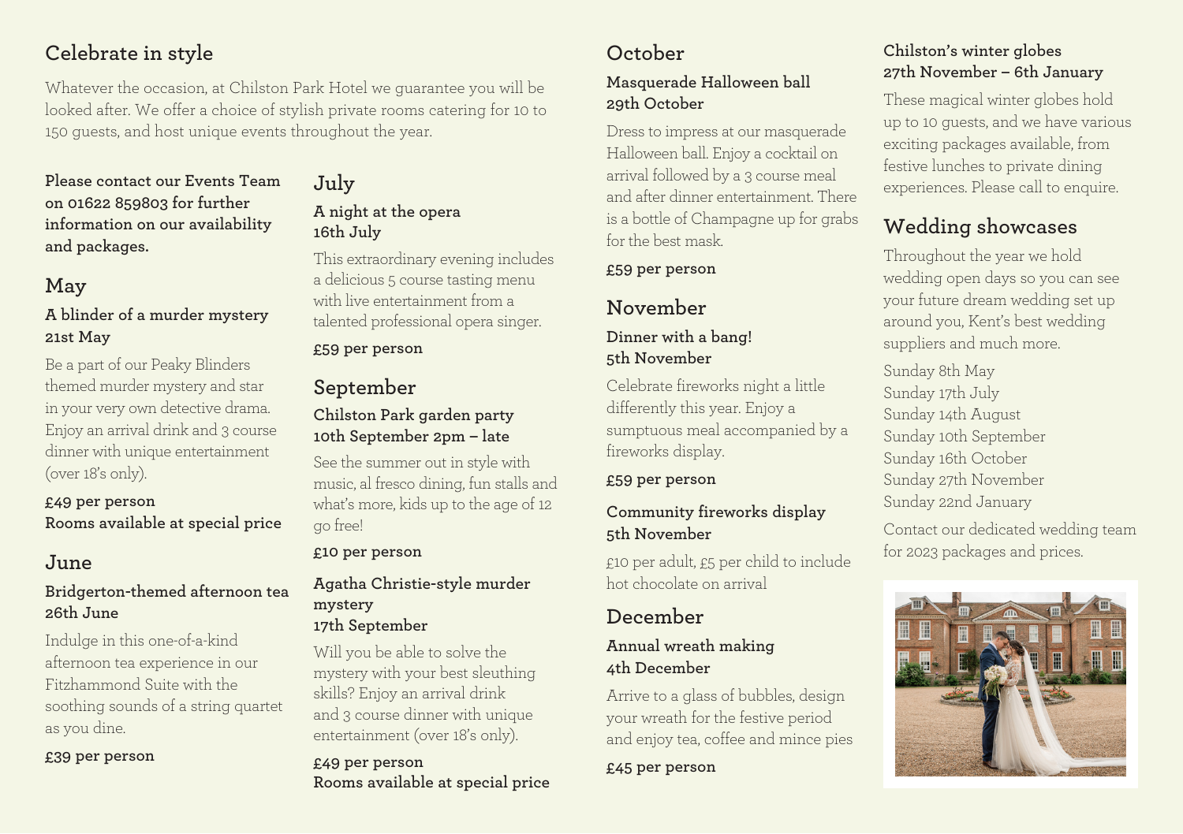## Celebrate in style

Whatever the occasion, at Chilston Park Hotel we guarantee you will be looked after. We offer a choice of stylish private rooms catering for 10 to 150 guests, and host unique events throughout the year.

**Please contact our Events Team on 01622 859803 for further information on our availability and packages.**

## May

### A blinder of a murder mystery
### 21st May

Be a part of our Peaky Blinders themed murder mystery and star in your very own detective drama. Enjoy an arrival drink and 3 course dinner with unique entertainment (over 18's only).

**£49 per person**
**Rooms available at special price**

## June

### Bridgerton-themed afternoon tea
### 26th June

Indulge in this one-of-a-kind afternoon tea experience in our Fitzhammond Suite with the soothing sounds of a string quartet as you dine.

**£39 per person**

## July

### A night at the opera
### 16th July

This extraordinary evening includes a delicious 5 course tasting menu with live entertainment from a talented professional opera singer.

**£59 per person**

## September

### Chilston Park garden party
### 10th September 2pm – late

See the summer out in style with music, al fresco dining, fun stalls and what's more, kids up to the age of 12 go free!

**£10 per person**

### Agatha Christie-style murder mystery
### 17th September

Will you be able to solve the mystery with your best sleuthing skills? Enjoy an arrival drink and 3 course dinner with unique entertainment (over 18's only).

**£49 per person**
**Rooms available at special price**

## October

### Masquerade Halloween ball
### 29th October

Dress to impress at our masquerade Halloween ball. Enjoy a cocktail on arrival followed by a 3 course meal and after dinner entertainment. There is a bottle of Champagne up for grabs for the best mask.

**£59 per person**

## November

### Dinner with a bang!
### 5th November

Celebrate fireworks night a little differently this year. Enjoy a sumptuous meal accompanied by a fireworks display.

**£59 per person**

### Community fireworks display
### 5th November

£10 per adult, £5 per child to include hot chocolate on arrival

## December

### Annual wreath making
### 4th December

Arrive to a glass of bubbles, design your wreath for the festive period and enjoy tea, coffee and mince pies

**£45 per person**

### Chilston's winter globes
### 27th November – 6th January

These magical winter globes hold up to 10 guests, and we have various exciting packages available, from festive lunches to private dining experiences. Please call to enquire.

## Wedding showcases

Throughout the year we hold wedding open days so you can see your future dream wedding set up around you, Kent's best wedding suppliers and much more.

Sunday 8th May
Sunday 17th July
Sunday 14th August
Sunday 10th September
Sunday 16th October
Sunday 27th November
Sunday 22nd January

Contact our dedicated wedding team for 2023 packages and prices.